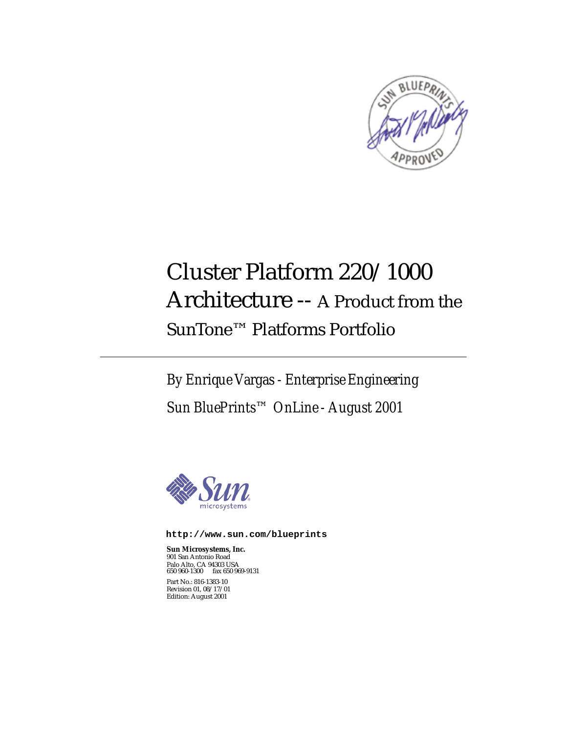# Cluster Platform 220/1000 Architecture -- A Product from the SunTone™ Platforms Portfolio

*By Enrique Vargas - Enterprise Engineering*

*Sun BluePrints™ OnLine - August 2001*

**http://www.sun.com/blueprints**

**Sun Microsystems, Inc.**
901 San Antonio Road
Palo Alto, CA 94303 USA
650 960-1300 fax 650 969-9131

Part No.: 816-1383-10
Revision 01, 08/17/01
Edition: August 2001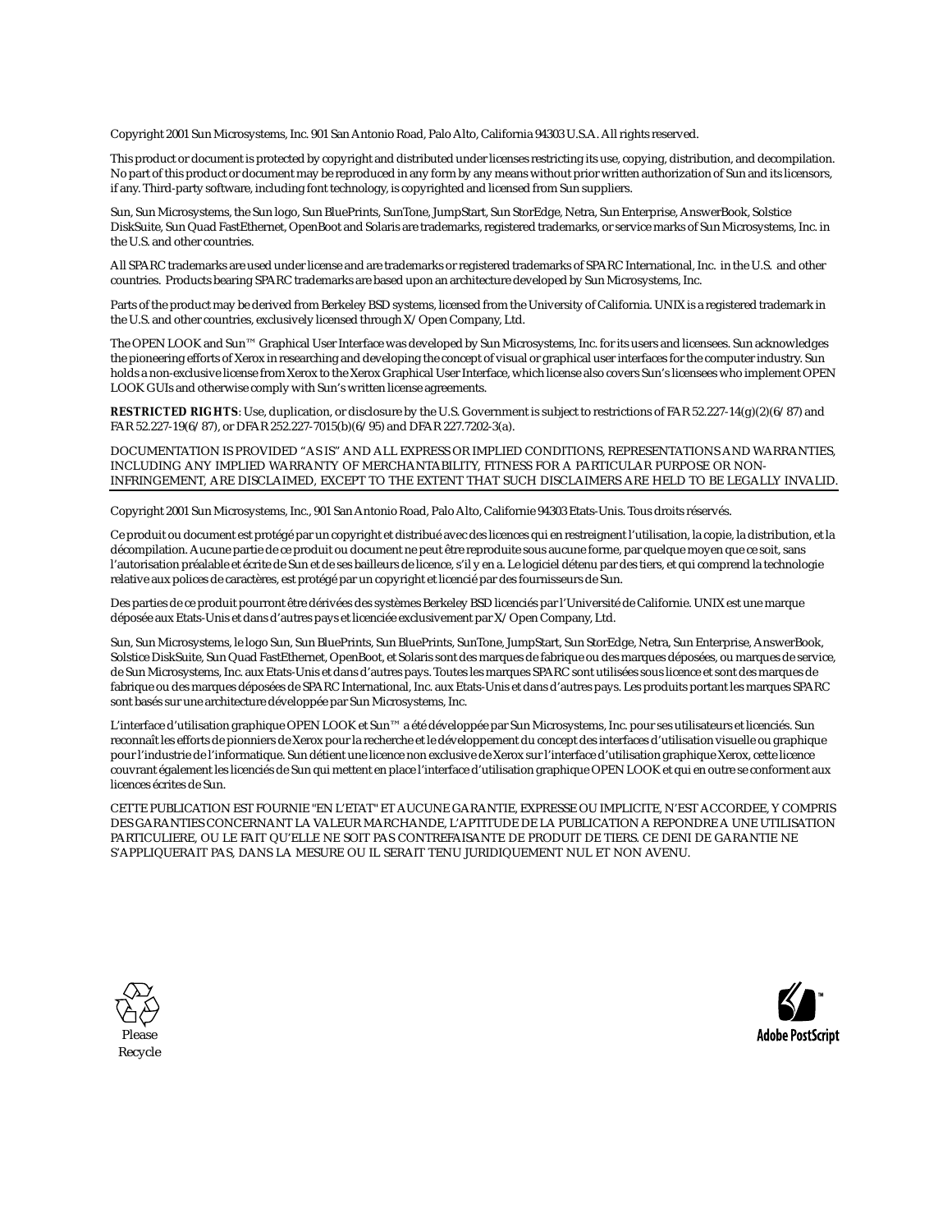Copyright 2001 Sun Microsystems, Inc. 901 San Antonio Road, Palo Alto, California 94303 U.S.A. All rights reserved.

This product or document is protected by copyright and distributed under licenses restricting its use, copying, distribution, and decompilation. No part of this product or document may be reproduced in any form by any means without prior written authorization of Sun and its licensors, if any. Third-party software, including font technology, is copyrighted and licensed from Sun suppliers.

Sun, Sun Microsystems, the Sun logo, Sun BluePrints, SunTone, JumpStart, Sun StorEdge, Netra, Sun Enterprise, AnswerBook, Solstice DiskSuite, Sun Quad FastEthernet, OpenBoot and Solaris are trademarks, registered trademarks, or service marks of Sun Microsystems, Inc. in the U.S. and other countries.

All SPARC trademarks are used under license and are trademarks or registered trademarks of SPARC International, Inc. in the U.S. and other countries. Products bearing SPARC trademarks are based upon an architecture developed by Sun Microsystems, Inc.

Parts of the product may be derived from Berkeley BSD systems, licensed from the University of California. UNIX is a registered trademark in the U.S. and other countries, exclusively licensed through X/Open Company, Ltd.

The OPEN LOOK and Sun™ Graphical User Interface was developed by Sun Microsystems, Inc. for its users and licensees. Sun acknowledges the pioneering efforts of Xerox in researching and developing the concept of visual or graphical user interfaces for the computer industry. Sun holds a non-exclusive license from Xerox to the Xerox Graphical User Interface, which license also covers Sun's licensees who implement OPEN LOOK GUIs and otherwise comply with Sun's written license agreements.

**RESTRICTED RIGHTS**: Use, duplication, or disclosure by the U.S. Government is subject to restrictions of FAR 52.227-14(g)(2)(6/87) and FAR 52.227-19(6/87), or DFAR 252.227-7015(b)(6/95) and DFAR 227.7202-3(a).

DOCUMENTATION IS PROVIDED "AS IS" AND ALL EXPRESS OR IMPLIED CONDITIONS, REPRESENTATIONS AND WARRANTIES, INCLUDING ANY IMPLIED WARRANTY OF MERCHANTABILITY, FITNESS FOR A PARTICULAR PURPOSE OR NON-INFRINGEMENT, ARE DISCLAIMED, EXCEPT TO THE EXTENT THAT SUCH DISCLAIMERS ARE HELD TO BE LEGALLY INVALID.

---

Copyright 2001 Sun Microsystems, Inc., 901 San Antonio Road, Palo Alto, Californie 94303 Etats-Unis. Tous droits réservés.

Ce produit ou document est protégé par un copyright et distribué avec des licences qui en restreignent l'utilisation, la copie, la distribution, et la décompilation. Aucune partie de ce produit ou document ne peut être reproduite sous aucune forme, par quelque moyen que ce soit, sans l'autorisation préalable et écrite de Sun et de ses bailleurs de licence, s'il y en a. Le logiciel détenu par des tiers, et qui comprend la technologie relative aux polices de caractères, est protégé par un copyright et licencié par des fournisseurs de Sun.

Des parties de ce produit pourront être dérivées des systèmes Berkeley BSD licenciés par l'Université de Californie. UNIX est une marque déposée aux Etats-Unis et dans d'autres pays et licenciée exclusivement par X/Open Company, Ltd.

Sun, Sun Microsystems, le logo Sun, Sun BluePrints, Sun BluePrints, SunTone, JumpStart, Sun StorEdge, Netra, Sun Enterprise, AnswerBook, Solstice DiskSuite, Sun Quad FastEthernet, OpenBoot, et Solaris sont des marques de fabrique ou des marques déposées, ou marques de service, de Sun Microsystems, Inc. aux Etats-Unis et dans d'autres pays. Toutes les marques SPARC sont utilisées sous licence et sont des marques de fabrique ou des marques déposées de SPARC International, Inc. aux Etats-Unis et dans d'autres pays. Les produits portant les marques SPARC sont basés sur une architecture développée par Sun Microsystems, Inc.

L'interface d'utilisation graphique OPEN LOOK et Sun™ a été développée par Sun Microsystems, Inc. pour ses utilisateurs et licenciés. Sun reconnaît les efforts de pionniers de Xerox pour la recherche et le développement du concept des interfaces d'utilisation visuelle ou graphique pour l'industrie de l'informatique. Sun détient une licence non exclusive de Xerox sur l'interface d'utilisation graphique Xerox, cette licence couvrant également les licenciés de Sun qui mettent en place l'interface d'utilisation graphique OPEN LOOK et qui en outre se conforment aux licences écrites de Sun.

CETTE PUBLICATION EST FOURNIE "EN L'ETAT" ET AUCUNE GARANTIE, EXPRESSE OU IMPLICITE, N'EST ACCORDEE, Y COMPRIS DES GARANTIES CONCERNANT LA VALEUR MARCHANDE, L'APTITUDE DE LA PUBLICATION A REPONDRE A UNE UTILISATION PARTICULIERE, OU LE FAIT QU'ELLE NE SOIT PAS CONTREFAISANTE DE PRODUIT DE TIERS. CE DENI DE GARANTIE NE S'APPLIQUERAIT PAS, DANS LA MESURE OU IL SERAIT TENU JURIDIQUEMENT NUL ET NON AVENU.

Please Recycle

Adobe PostScript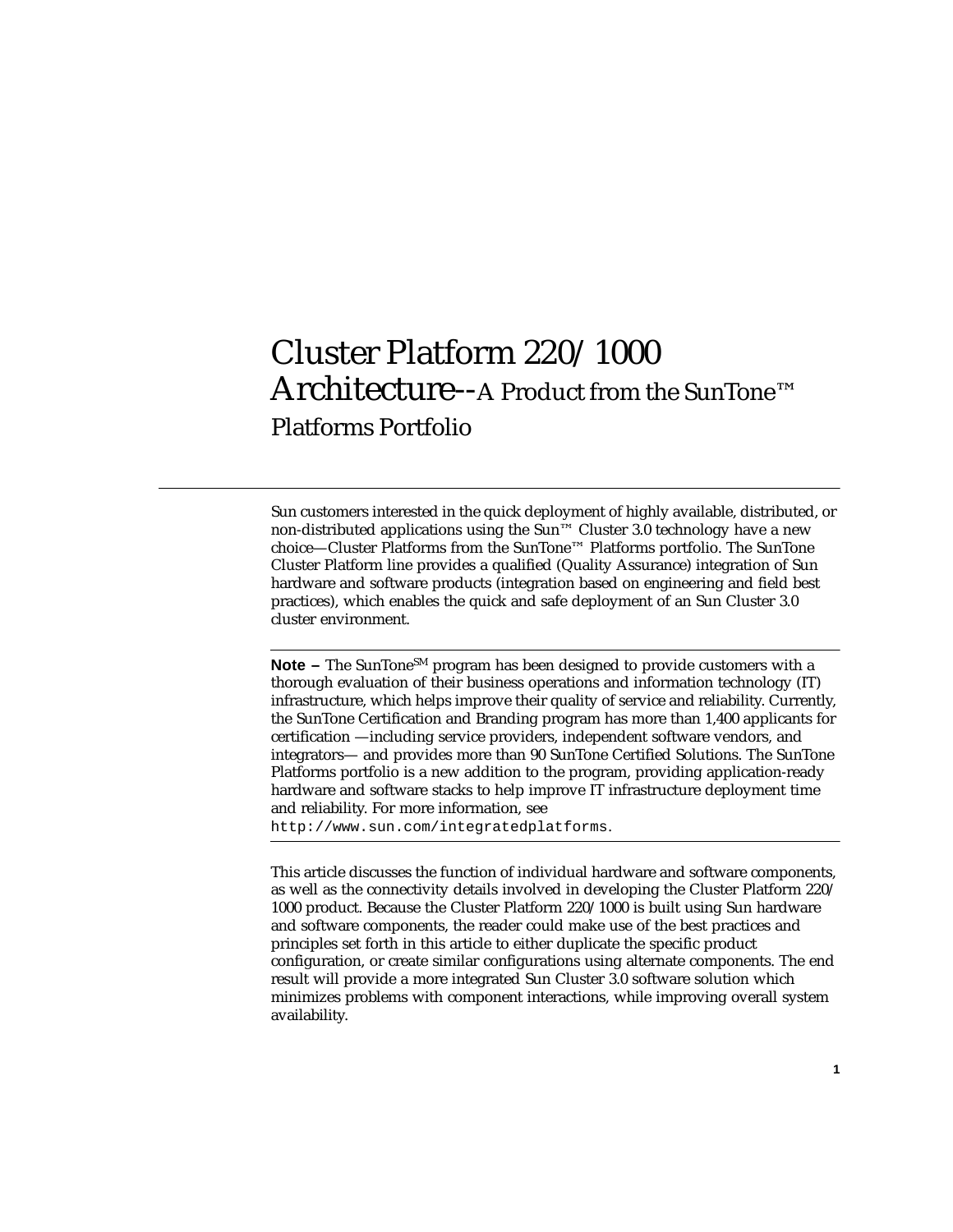# Cluster Platform 220/1000 Architecture--A Product from the SunTone™ Platforms Portfolio

Sun customers interested in the quick deployment of highly available, distributed, or non-distributed applications using the Sun™ Cluster 3.0 technology have a new choice—Cluster Platforms from the SunTone™ Platforms portfolio. The SunTone Cluster Platform line provides a qualified (Quality Assurance) integration of Sun hardware and software products (integration based on engineering and field best practices), which enables the quick and safe deployment of an Sun Cluster 3.0 cluster environment.

---

**Note –** The SunTone℠ program has been designed to provide customers with a thorough evaluation of their business operations and information technology (IT) infrastructure, which helps improve their quality of service and reliability. Currently, the SunTone Certification and Branding program has more than 1,400 applicants for certification —including service providers, independent software vendors, and integrators— and provides more than 90 SunTone Certified Solutions. The SunTone Platforms portfolio is a new addition to the program, providing application-ready hardware and software stacks to help improve IT infrastructure deployment time and reliability. For more information, see `http://www.sun.com/integratedplatforms`.

---

This article discusses the function of individual hardware and software components, as well as the connectivity details involved in developing the Cluster Platform 220/1000 product. Because the Cluster Platform 220/1000 is built using Sun hardware and software components, the reader could make use of the best practices and principles set forth in this article to either duplicate the specific product configuration, or create similar configurations using alternate components. The end result will provide a more integrated Sun Cluster 3.0 software solution which minimizes problems with component interactions, while improving overall system availability.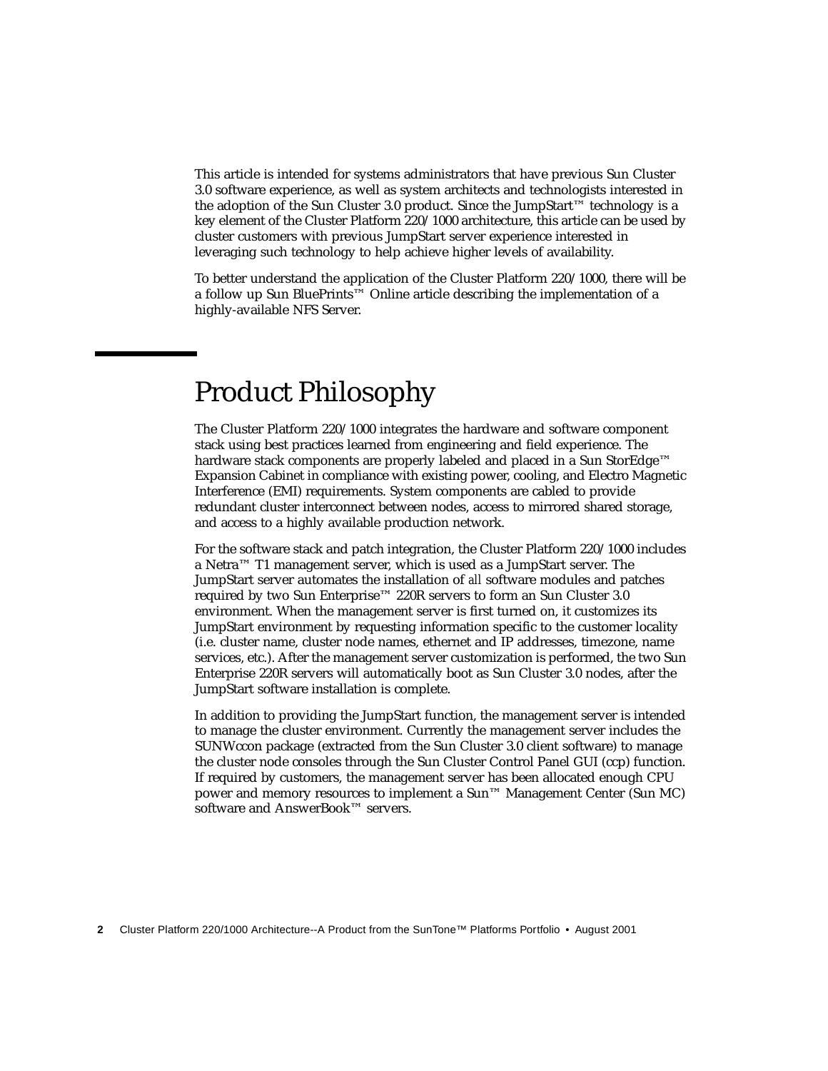This article is intended for systems administrators that have previous Sun Cluster 3.0 software experience, as well as system architects and technologists interested in the adoption of the Sun Cluster 3.0 product. Since the JumpStart™ technology is a key element of the Cluster Platform 220/1000 architecture, this article can be used by cluster customers with previous JumpStart server experience interested in leveraging such technology to help achieve higher levels of availability.

To better understand the application of the Cluster Platform 220/1000, there will be a follow up Sun BluePrints™ Online article describing the implementation of a highly-available NFS Server.

# Product Philosophy

The Cluster Platform 220/1000 integrates the hardware and software component stack using best practices learned from engineering and field experience. The hardware stack components are properly labeled and placed in a Sun StorEdge™ Expansion Cabinet in compliance with existing power, cooling, and Electro Magnetic Interference (EMI) requirements. System components are cabled to provide redundant cluster interconnect between nodes, access to mirrored shared storage, and access to a highly available production network.

For the software stack and patch integration, the Cluster Platform 220/1000 includes a Netra™ T1 management server, which is used as a JumpStart server. The JumpStart server automates the installation of *all* software modules and patches required by two Sun Enterprise™ 220R servers to form an Sun Cluster 3.0 environment. When the management server is first turned on, it customizes its JumpStart environment by requesting information specific to the customer locality (i.e. cluster name, cluster node names, ethernet and IP addresses, timezone, name services, etc.). After the management server customization is performed, the two Sun Enterprise 220R servers will automatically boot as Sun Cluster 3.0 nodes, after the JumpStart software installation is complete.

In addition to providing the JumpStart function, the management server is intended to manage the cluster environment. Currently the management server includes the SUNWccon package (extracted from the Sun Cluster 3.0 client software) to manage the cluster node consoles through the Sun Cluster Control Panel GUI (ccp) function. If required by customers, the management server has been allocated enough CPU power and memory resources to implement a Sun™ Management Center (Sun MC) software and AnswerBook™ servers.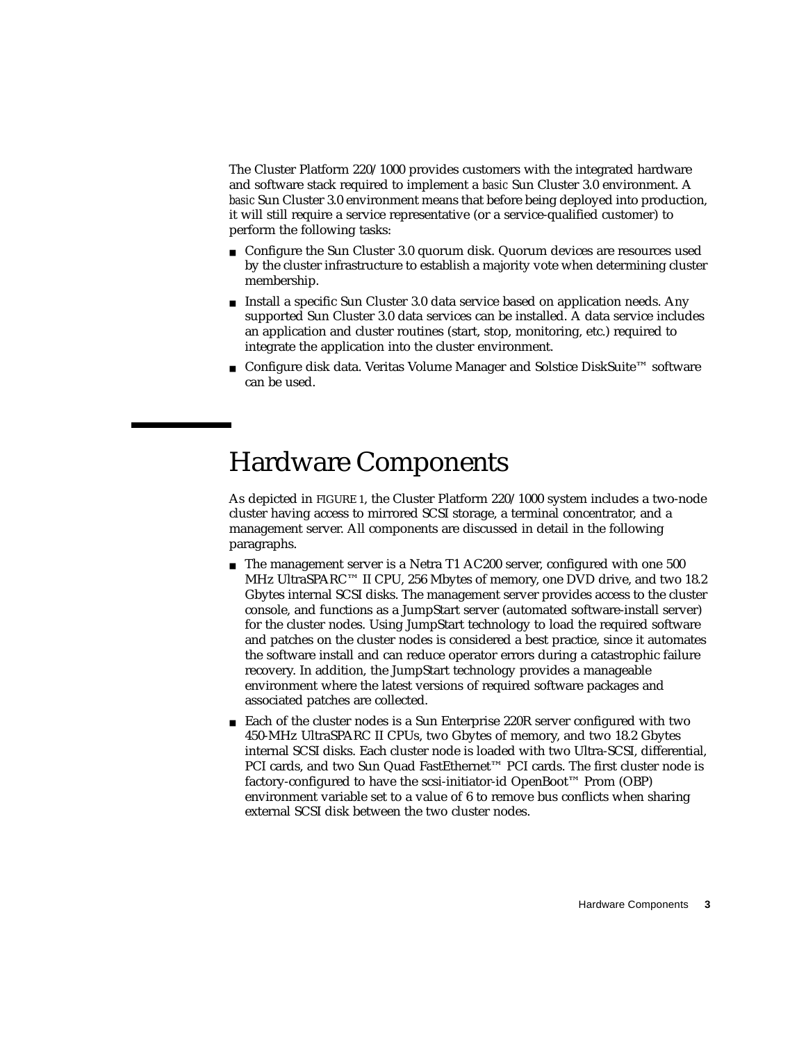The Cluster Platform 220/1000 provides customers with the integrated hardware and software stack required to implement a *basic* Sun Cluster 3.0 environment. A *basic* Sun Cluster 3.0 environment means that before being deployed into production, it will still require a service representative (or a service-qualified customer) to perform the following tasks:

- Configure the Sun Cluster 3.0 quorum disk. Quorum devices are resources used by the cluster infrastructure to establish a majority vote when determining cluster membership.
- Install a specific Sun Cluster 3.0 data service based on application needs. Any supported Sun Cluster 3.0 data services can be installed. A data service includes an application and cluster routines (start, stop, monitoring, etc.) required to integrate the application into the cluster environment.
- Configure disk data. Veritas Volume Manager and Solstice DiskSuite™ software can be used.

# Hardware Components

As depicted in FIGURE 1, the Cluster Platform 220/1000 system includes a two-node cluster having access to mirrored SCSI storage, a terminal concentrator, and a management server. All components are discussed in detail in the following paragraphs.

- The management server is a Netra T1 AC200 server, configured with one 500 MHz UltraSPARC™ II CPU, 256 Mbytes of memory, one DVD drive, and two 18.2 Gbytes internal SCSI disks. The management server provides access to the cluster console, and functions as a JumpStart server (automated software-install server) for the cluster nodes. Using JumpStart technology to load the required software and patches on the cluster nodes is considered a best practice, since it automates the software install and can reduce operator errors during a catastrophic failure recovery. In addition, the JumpStart technology provides a manageable environment where the latest versions of required software packages and associated patches are collected.
- Each of the cluster nodes is a Sun Enterprise 220R server configured with two 450-MHz UltraSPARC II CPUs, two Gbytes of memory, and two 18.2 Gbytes internal SCSI disks. Each cluster node is loaded with two Ultra-SCSI, differential, PCI cards, and two Sun Quad FastEthernet™ PCI cards. The first cluster node is factory-configured to have the scsi-initiator-id OpenBoot™ Prom (OBP) environment variable set to a value of 6 to remove bus conflicts when sharing external SCSI disk between the two cluster nodes.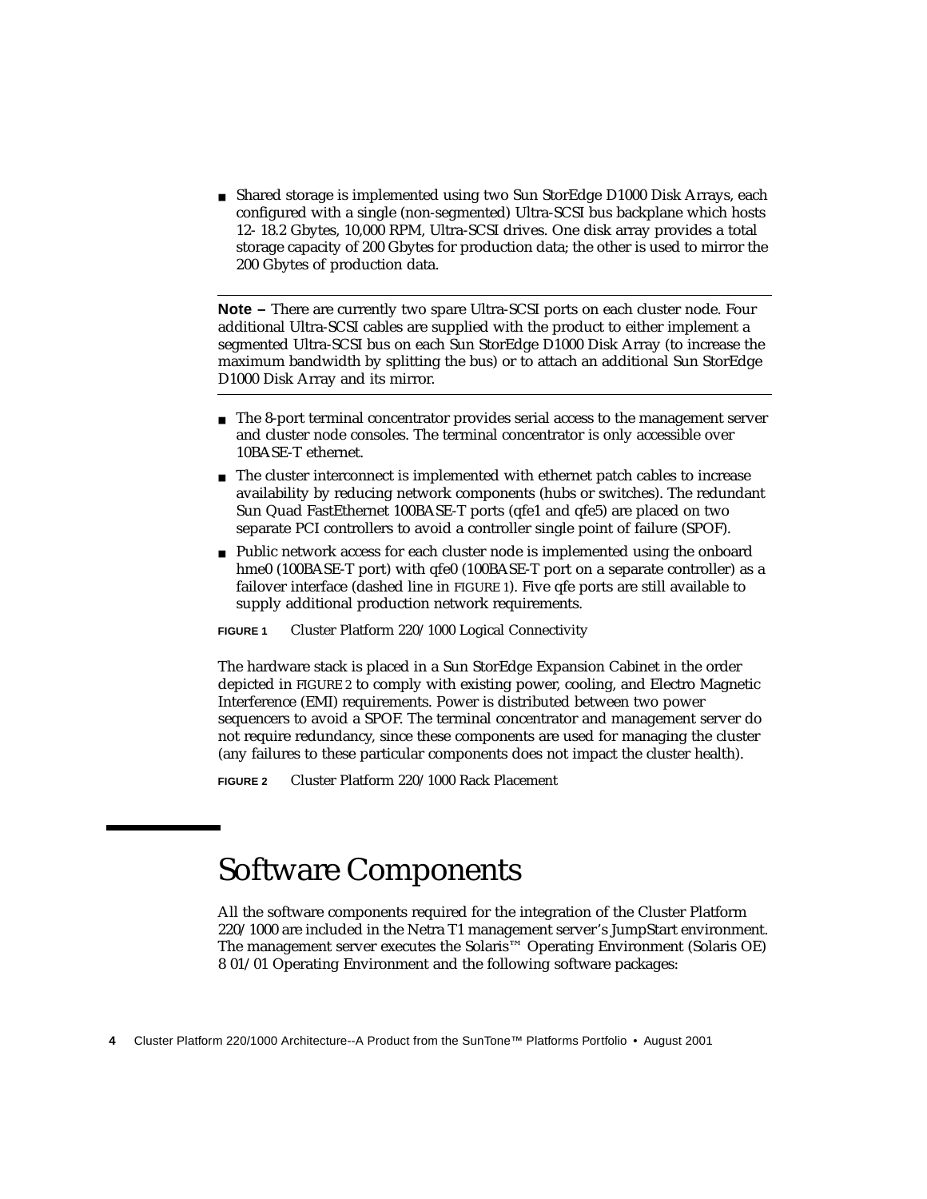- Shared storage is implemented using two Sun StorEdge D1000 Disk Arrays, each configured with a single (non-segmented) Ultra-SCSI bus backplane which hosts 12- 18.2 Gbytes, 10,000 RPM, Ultra-SCSI drives. One disk array provides a total storage capacity of 200 Gbytes for production data; the other is used to mirror the 200 Gbytes of production data.

---

**Note –** There are currently two spare Ultra-SCSI ports on each cluster node. Four additional Ultra-SCSI cables are supplied with the product to either implement a segmented Ultra-SCSI bus on each Sun StorEdge D1000 Disk Array (to increase the maximum bandwidth by splitting the bus) or to attach an additional Sun StorEdge D1000 Disk Array and its mirror.

---

- The 8-port terminal concentrator provides serial access to the management server and cluster node consoles. The terminal concentrator is only accessible over 10BASE-T ethernet.
- The cluster interconnect is implemented with ethernet patch cables to increase availability by reducing network components (hubs or switches). The redundant Sun Quad FastEthernet 100BASE-T ports (qfe1 and qfe5) are placed on two separate PCI controllers to avoid a controller single point of failure (SPOF).
- Public network access for each cluster node is implemented using the onboard hme0 (100BASE-T port) with qfe0 (100BASE-T port on a separate controller) as a failover interface (dashed line in FIGURE 1). Five qfe ports are still available to supply additional production network requirements.

**FIGURE 1** Cluster Platform 220/1000 Logical Connectivity

The hardware stack is placed in a Sun StorEdge Expansion Cabinet in the order depicted in FIGURE 2 to comply with existing power, cooling, and Electro Magnetic Interference (EMI) requirements. Power is distributed between two power sequencers to avoid a SPOF. The terminal concentrator and management server do not require redundancy, since these components are used for managing the cluster (any failures to these particular components does not impact the cluster health).

**FIGURE 2** Cluster Platform 220/1000 Rack Placement

# Software Components

All the software components required for the integration of the Cluster Platform 220/1000 are included in the Netra T1 management server's JumpStart environment. The management server executes the Solaris™ Operating Environment (Solaris OE) 8 01/01 Operating Environment and the following software packages: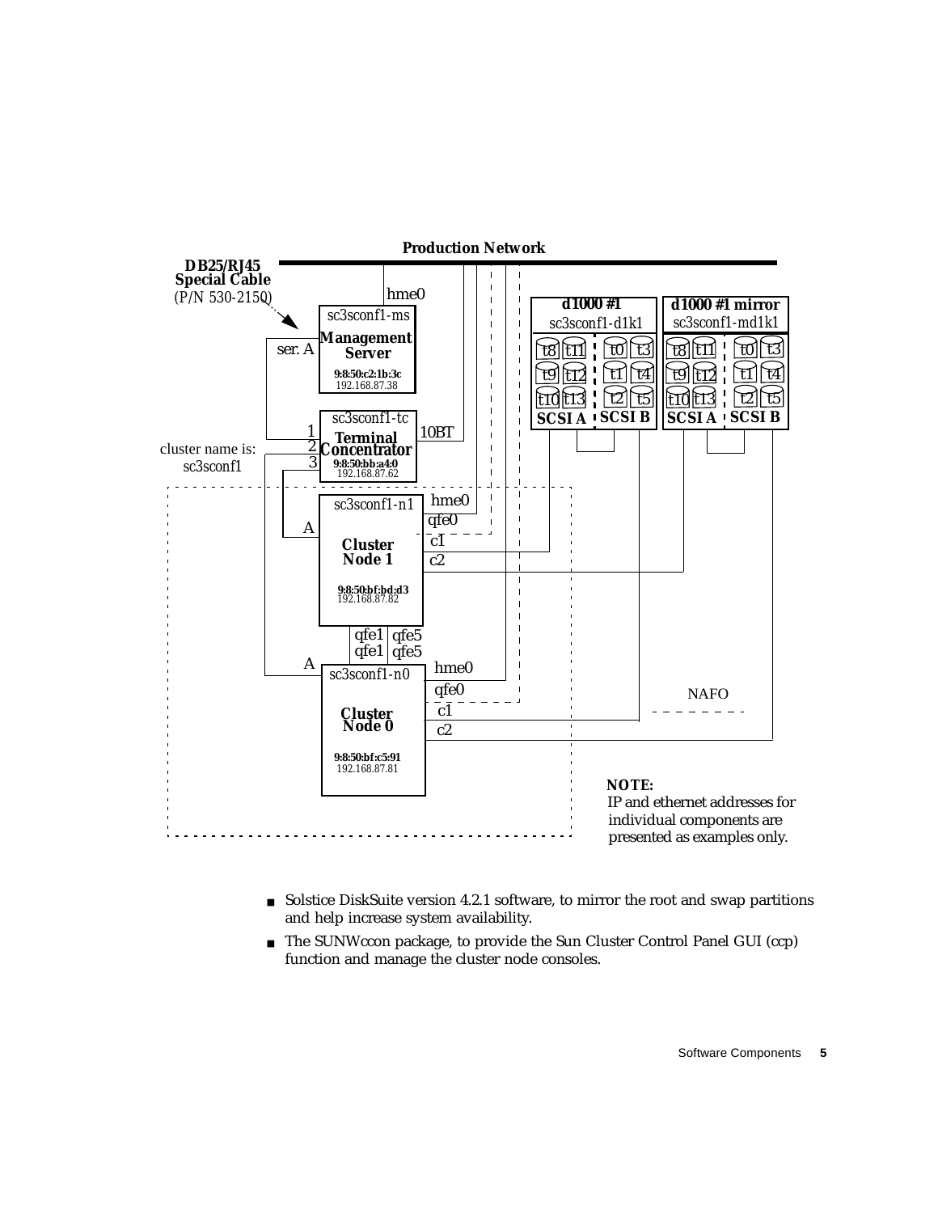- Solstice DiskSuite version 4.2.1 software, to mirror the root and swap partitions and help increase system availability.
- The SUNWccon package, to provide the Sun Cluster Control Panel GUI (ccp) function and manage the cluster node consoles.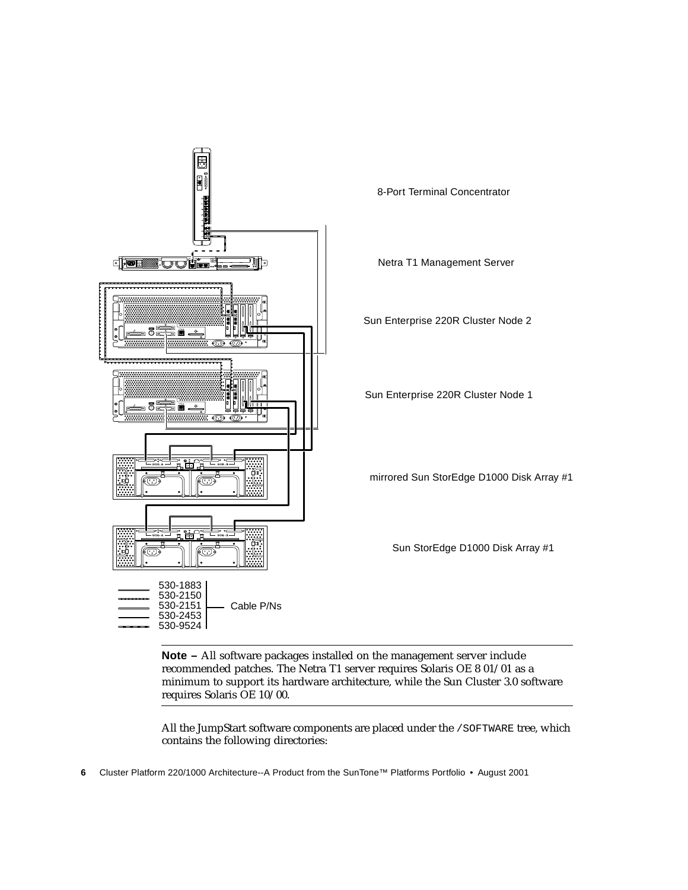8-Port Terminal Concentrator

Netra T1 Management Server

Sun Enterprise 220R Cluster Node 2

Sun Enterprise 220R Cluster Node 1

mirrored Sun StorEdge D1000 Disk Array #1

Sun StorEdge D1000 Disk Array #1

Cable P/Ns:
- 530-1883
- 530-2150
- 530-2151
- 530-2453
- 530-9524

---

**Note –** All software packages installed on the management server include recommended patches. The Netra T1 server requires Solaris OE 8 01/01 as a minimum to support its hardware architecture, while the Sun Cluster 3.0 software requires Solaris OE 10/00.

---

All the JumpStart software components are placed under the `/SOFTWARE` tree, which contains the following directories: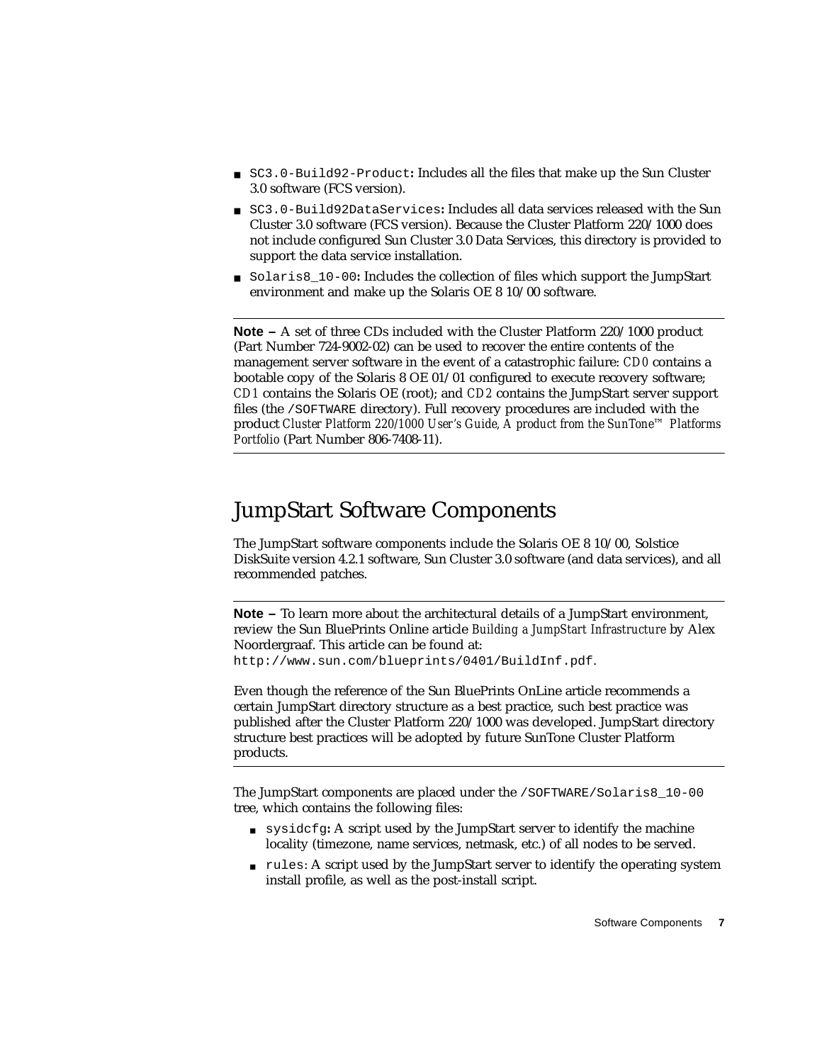- `SC3.0-Build92-Product`**:** Includes all the files that make up the Sun Cluster 3.0 software (FCS version).
- `SC3.0-Build92DataServices`**:** Includes all data services released with the Sun Cluster 3.0 software (FCS version). Because the Cluster Platform 220/1000 does not include configured Sun Cluster 3.0 Data Services, this directory is provided to support the data service installation.
- `Solaris8_10-00`**:** Includes the collection of files which support the JumpStart environment and make up the Solaris OE 8 10/00 software.

---

**Note –** A set of three CDs included with the Cluster Platform 220/1000 product (Part Number 724-9002-02) can be used to recover the entire contents of the management server software in the event of a catastrophic failure: *CD0* contains a bootable copy of the Solaris 8 OE 01/01 configured to execute recovery software; *CD1* contains the Solaris OE (root); and *CD2* contains the JumpStart server support files (the `/SOFTWARE` directory). Full recovery procedures are included with the product *Cluster Platform 220/1000 User's Guide, A product from the SunTone™ Platforms Portfolio* (Part Number 806-7408-11).

---

## JumpStart Software Components

The JumpStart software components include the Solaris OE 8 10/00, Solstice DiskSuite version 4.2.1 software, Sun Cluster 3.0 software (and data services), and all recommended patches.

---

**Note –** To learn more about the architectural details of a JumpStart environment, review the Sun BluePrints Online article *Building a JumpStart Infrastructure* by Alex Noordergraaf. This article can be found at: `http://www.sun.com/blueprints/0401/BuildInf.pdf`.

Even though the reference of the Sun BluePrints OnLine article recommends a certain JumpStart directory structure as a best practice, such best practice was published after the Cluster Platform 220/1000 was developed. JumpStart directory structure best practices will be adopted by future SunTone Cluster Platform products.

---

The JumpStart components are placed under the `/SOFTWARE/Solaris8_10-00` tree, which contains the following files:

- `sysidcfg`**:** A script used by the JumpStart server to identify the machine locality (timezone, name services, netmask, etc.) of all nodes to be served.
- `rules`: A script used by the JumpStart server to identify the operating system install profile, as well as the post-install script.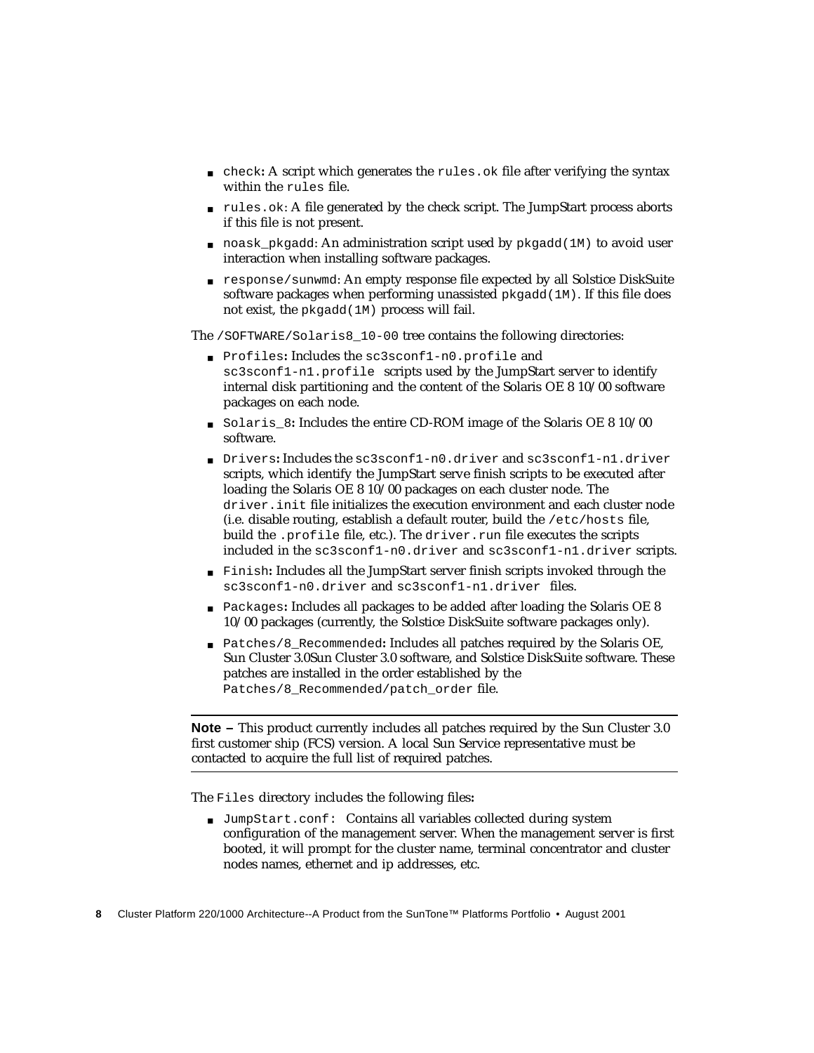- `check`: A script which generates the `rules.ok` file after verifying the syntax within the `rules` file.
- `rules.ok`: A file generated by the check script. The JumpStart process aborts if this file is not present.
- `noask_pkgadd`: An administration script used by `pkgadd(1M)` to avoid user interaction when installing software packages.
- `response/sunwmd`: An empty response file expected by all Solstice DiskSuite software packages when performing unassisted `pkgadd(1M)`. If this file does not exist, the `pkgadd(1M)` process will fail.

The `/SOFTWARE/Solaris8_10-00` tree contains the following directories:

- `Profiles`: Includes the `sc3sconf1-n0.profile` and `sc3sconf1-n1.profile` scripts used by the JumpStart server to identify internal disk partitioning and the content of the Solaris OE 8 10/00 software packages on each node.
- `Solaris_8`: Includes the entire CD-ROM image of the Solaris OE 8 10/00 software.
- `Drivers`: Includes the `sc3sconf1-n0.driver` and `sc3sconf1-n1.driver` scripts, which identify the JumpStart serve finish scripts to be executed after loading the Solaris OE 8 10/00 packages on each cluster node. The `driver.init` file initializes the execution environment and each cluster node (i.e. disable routing, establish a default router, build the `/etc/hosts` file, build the `.profile` file, etc.). The `driver.run` file executes the scripts included in the `sc3sconf1-n0.driver` and `sc3sconf1-n1.driver` scripts.
- `Finish`: Includes all the JumpStart server finish scripts invoked through the `sc3sconf1-n0.driver` and `sc3sconf1-n1.driver` files.
- `Packages`: Includes all packages to be added after loading the Solaris OE 8 10/00 packages (currently, the Solstice DiskSuite software packages only).
- `Patches/8_Recommended`: Includes all patches required by the Solaris OE, Sun Cluster 3.0Sun Cluster 3.0 software, and Solstice DiskSuite software. These patches are installed in the order established by the `Patches/8_Recommended/patch_order` file.

---

**Note –** This product currently includes all patches required by the Sun Cluster 3.0 first customer ship (FCS) version. A local Sun Service representative must be contacted to acquire the full list of required patches.

---

The `Files` directory includes the following files:

- `JumpStart.conf:` Contains all variables collected during system configuration of the management server. When the management server is first booted, it will prompt for the cluster name, terminal concentrator and cluster nodes names, ethernet and ip addresses, etc.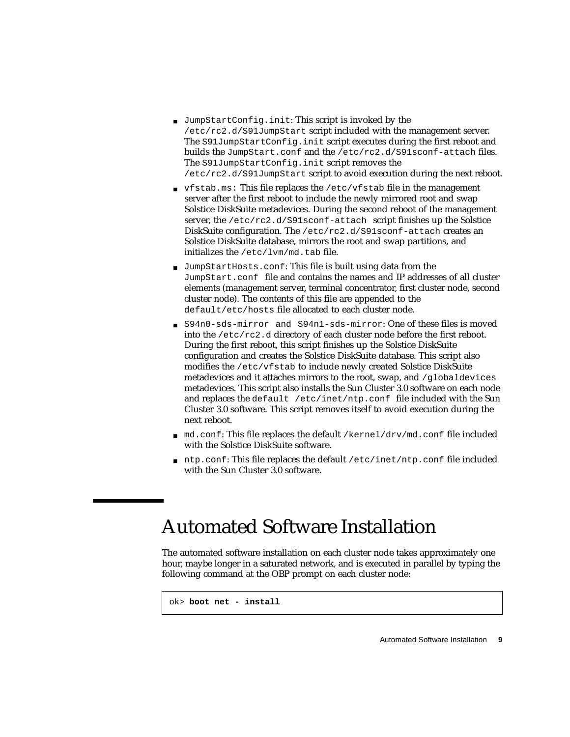- `JumpStartConfig.init`: This script is invoked by the `/etc/rc2.d/S91JumpStart` script included with the management server. The `S91JumpStartConfig.init` script executes during the first reboot and builds the `JumpStart.conf` and the `/etc/rc2.d/S91sconf-attach` files. The `S91JumpStartConfig.init` script removes the `/etc/rc2.d/S91JumpStart` script to avoid execution during the next reboot.
- `vfstab.ms:` This file replaces the `/etc/vfstab` file in the management server after the first reboot to include the newly mirrored root and swap Solstice DiskSuite metadevices. During the second reboot of the management server, the `/etc/rc2.d/S91sconf-attach` script finishes up the Solstice DiskSuite configuration. The `/etc/rc2.d/S91sconf-attach` creates an Solstice DiskSuite database, mirrors the root and swap partitions, and initializes the `/etc/lvm/md.tab` file.
- `JumpStartHosts.conf`: This file is built using data from the `JumpStart.conf` file and contains the names and IP addresses of all cluster elements (management server, terminal concentrator, first cluster node, second cluster node). The contents of this file are appended to the `default/etc/hosts` file allocated to each cluster node.
- `S94n0-sds-mirror and S94n1-sds-mirror`: One of these files is moved into the `/etc/rc2.d` directory of each cluster node before the first reboot. During the first reboot, this script finishes up the Solstice DiskSuite configuration and creates the Solstice DiskSuite database. This script also modifies the `/etc/vfstab` to include newly created Solstice DiskSuite metadevices and it attaches mirrors to the root, swap, and `/globaldevices` metadevices. This script also installs the Sun Cluster 3.0 software on each node and replaces the `default /etc/inet/ntp.conf` file included with the Sun Cluster 3.0 software. This script removes itself to avoid execution during the next reboot.
- `md.conf`: This file replaces the default `/kernel/drv/md.conf` file included with the Solstice DiskSuite software.
- `ntp.conf`: This file replaces the default `/etc/inet/ntp.conf` file included with the Sun Cluster 3.0 software.

## Automated Software Installation

The automated software installation on each cluster node takes approximately one hour, maybe longer in a saturated network, and is executed in parallel by typing the following command at the OBP prompt on each cluster node:

```
ok> boot net - install
```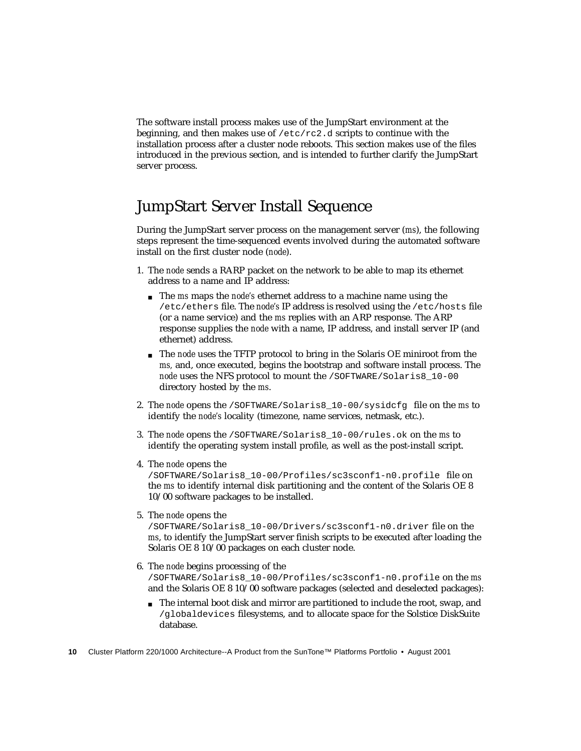The software install process makes use of the JumpStart environment at the beginning, and then makes use of `/etc/rc2.d` scripts to continue with the installation process after a cluster node reboots. This section makes use of the files introduced in the previous section, and is intended to further clarify the JumpStart server process.

## JumpStart Server Install Sequence

During the JumpStart server process on the management server (*ms*), the following steps represent the time-sequenced events involved during the automated software install on the first cluster node (*node*).

1. The *node* sends a RARP packet on the network to be able to map its ethernet address to a name and IP address:
   - The *ms* maps the *node's* ethernet address to a machine name using the `/etc/ethers` file. The *node's* IP address is resolved using the `/etc/hosts` file (or a name service) and the *ms* replies with an ARP response. The ARP response supplies the *node* with a name, IP address, and install server IP (and ethernet) address.
   - The *node* uses the TFTP protocol to bring in the Solaris OE miniroot from the *ms*, and, once executed, begins the bootstrap and software install process. The *node* uses the NFS protocol to mount the `/SOFTWARE/Solaris8_10-00` directory hosted by the *ms*.
2. The *node* opens the `/SOFTWARE/Solaris8_10-00/sysidcfg` file on the *ms* to identify the *node's* locality (timezone, name services, netmask, etc.).
3. The *node* opens the `/SOFTWARE/Solaris8_10-00/rules.ok` on the *ms* to identify the operating system install profile, as well as the post-install script.
4. The *node* opens the `/SOFTWARE/Solaris8_10-00/Profiles/sc3sconf1-n0.profile` file on the *ms* to identify internal disk partitioning and the content of the Solaris OE 8 10/00 software packages to be installed.
5. The *node* opens the `/SOFTWARE/Solaris8_10-00/Drivers/sc3sconf1-n0.driver` file on the *ms*, to identify the JumpStart server finish scripts to be executed after loading the Solaris OE 8 10/00 packages on each cluster node.
6. The *node* begins processing of the `/SOFTWARE/Solaris8_10-00/Profiles/sc3sconf1-n0.profile` on the *ms* and the Solaris OE 8 10/00 software packages (selected and deselected packages):
   - The internal boot disk and mirror are partitioned to include the root, swap, and `/globaldevices` filesystems, and to allocate space for the Solstice DiskSuite database.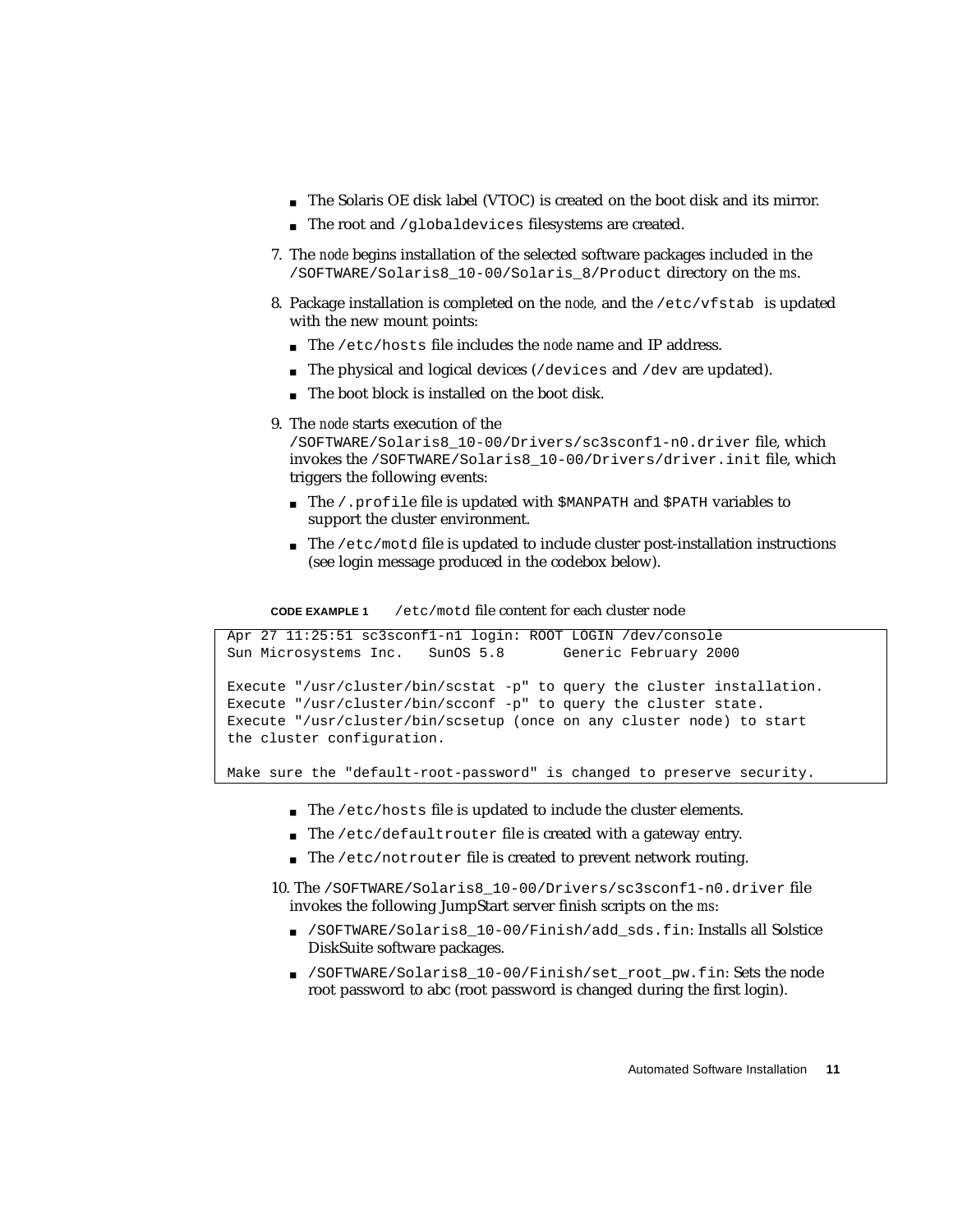- The Solaris OE disk label (VTOC) is created on the boot disk and its mirror.
- The root and `/globaldevices` filesystems are created.

7. The *node* begins installation of the selected software packages included in the `/SOFTWARE/Solaris8_10-00/Solaris_8/Product` directory on the *ms*.

8. Package installation is completed on the *node,* and the `/etc/vfstab` is updated with the new mount points:
   - The `/etc/hosts` file includes the *node* name and IP address.
   - The physical and logical devices (`/devices` and `/dev` are updated).
   - The boot block is installed on the boot disk.

9. The *node* starts execution of the `/SOFTWARE/Solaris8_10-00/Drivers/sc3sconf1-n0.driver` file, which invokes the `/SOFTWARE/Solaris8_10-00/Drivers/driver.init` file, which triggers the following events:
   - The `/.profile` file is updated with `$MANPATH` and `$PATH` variables to support the cluster environment.
   - The `/etc/motd` file is updated to include cluster post-installation instructions (see login message produced in the codebox below).

**CODE EXAMPLE 1** `/etc/motd` file content for each cluster node

```
Apr 27 11:25:51 sc3sconf1-n1 login: ROOT LOGIN /dev/console
Sun Microsystems Inc.   SunOS 5.8       Generic February 2000

Execute "/usr/cluster/bin/scstat -p" to query the cluster installation.
Execute "/usr/cluster/bin/scconf -p" to query the cluster state.
Execute "/usr/cluster/bin/scsetup (once on any cluster node) to start
the cluster configuration.

Make sure the "default-root-password" is changed to preserve security.
```

   - The `/etc/hosts` file is updated to include the cluster elements.
   - The `/etc/defaultrouter` file is created with a gateway entry.
   - The `/etc/notrouter` file is created to prevent network routing.

10. The `/SOFTWARE/Solaris8_10-00/Drivers/sc3sconf1-n0.driver` file invokes the following JumpStart server finish scripts on the *ms*:
    - `/SOFTWARE/Solaris8_10-00/Finish/add_sds.fin`: Installs all Solstice DiskSuite software packages.
    - `/SOFTWARE/Solaris8_10-00/Finish/set_root_pw.fin`: Sets the node root password to abc (root password is changed during the first login).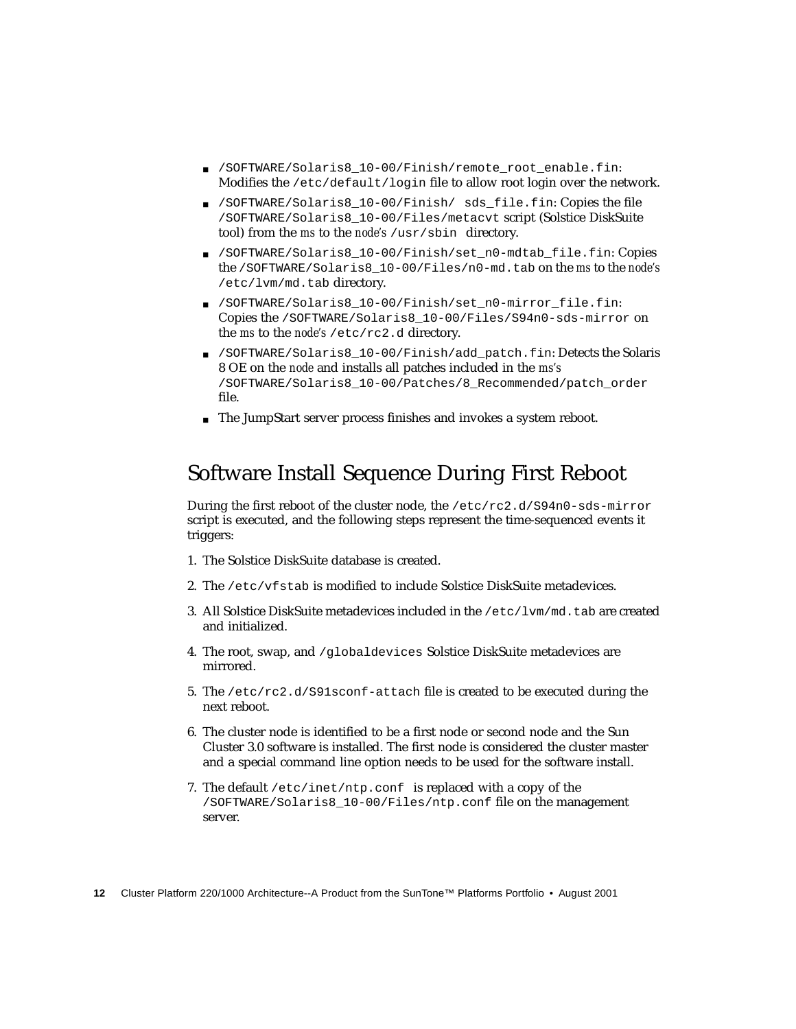- `/SOFTWARE/Solaris8_10-00/Finish/remote_root_enable.fin`: Modifies the `/etc/default/login` file to allow root login over the network.
- `/SOFTWARE/Solaris8_10-00/Finish/ sds_file.fin`: Copies the file `/SOFTWARE/Solaris8_10-00/Files/metacvt` script (Solstice DiskSuite tool) from the *ms* to the *node's* `/usr/sbin` directory.
- `/SOFTWARE/Solaris8_10-00/Finish/set_n0-mdtab_file.fin`: Copies the `/SOFTWARE/Solaris8_10-00/Files/n0-md.tab` on the *ms* to the *node's* `/etc/lvm/md.tab` directory.
- `/SOFTWARE/Solaris8_10-00/Finish/set_n0-mirror_file.fin`: Copies the `/SOFTWARE/Solaris8_10-00/Files/S94n0-sds-mirror` on the *ms* to the *node's* `/etc/rc2.d` directory.
- `/SOFTWARE/Solaris8_10-00/Finish/add_patch.fin`: Detects the Solaris 8 OE on the *node* and installs all patches included in the *ms's* `/SOFTWARE/Solaris8_10-00/Patches/8_Recommended/patch_order` file.
- The JumpStart server process finishes and invokes a system reboot.

## Software Install Sequence During First Reboot

During the first reboot of the cluster node, the `/etc/rc2.d/S94n0-sds-mirror` script is executed, and the following steps represent the time-sequenced events it triggers:

1. The Solstice DiskSuite database is created.
2. The `/etc/vfstab` is modified to include Solstice DiskSuite metadevices.
3. All Solstice DiskSuite metadevices included in the `/etc/lvm/md.tab` are created and initialized.
4. The root, swap, and `/globaldevices` Solstice DiskSuite metadevices are mirrored.
5. The `/etc/rc2.d/S91sconf-attach` file is created to be executed during the next reboot.
6. The cluster node is identified to be a first node or second node and the Sun Cluster 3.0 software is installed. The first node is considered the cluster master and a special command line option needs to be used for the software install.
7. The default `/etc/inet/ntp.conf` is replaced with a copy of the `/SOFTWARE/Solaris8_10-00/Files/ntp.conf` file on the management server.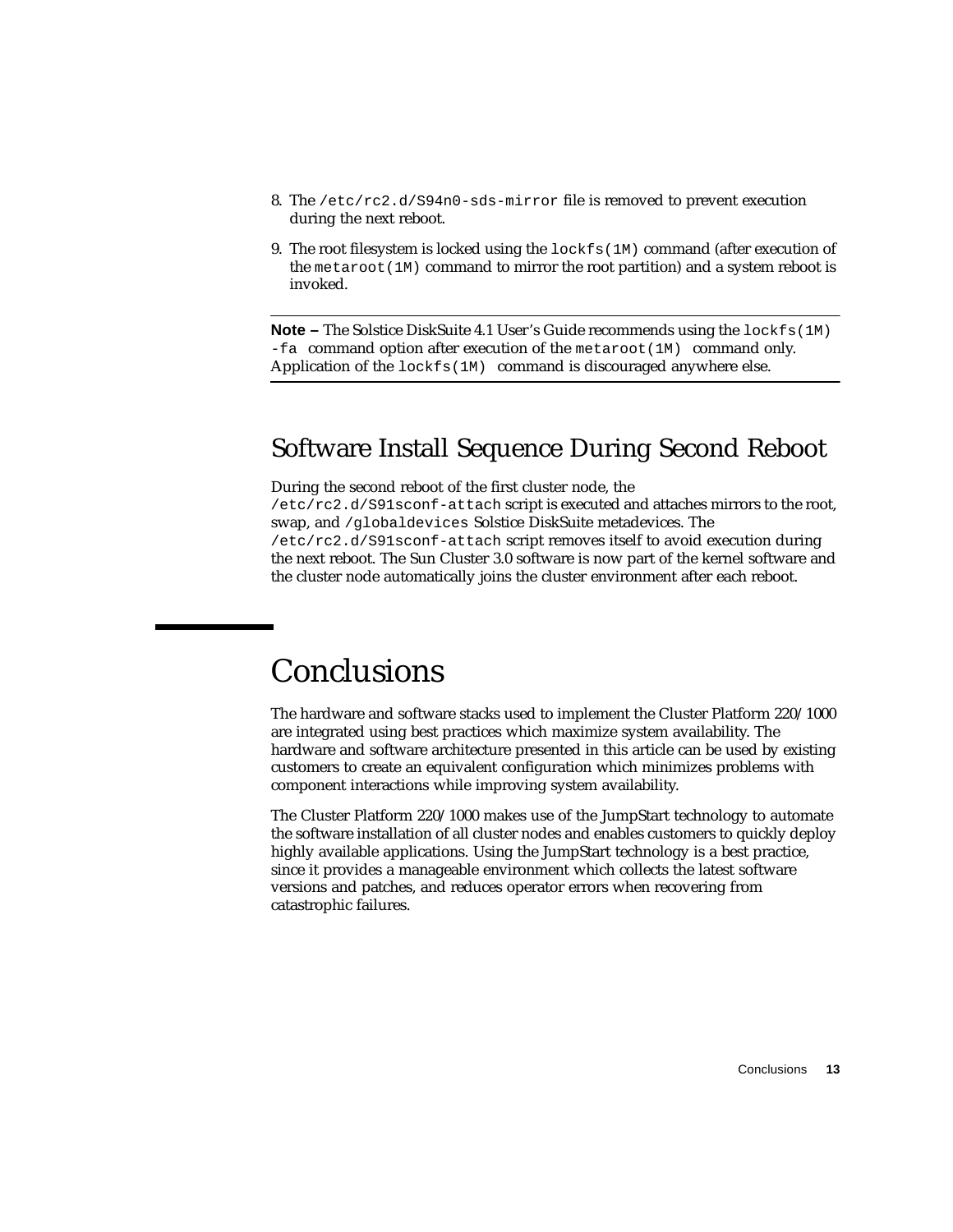8. The `/etc/rc2.d/S94n0-sds-mirror` file is removed to prevent execution during the next reboot.
9. The root filesystem is locked using the `lockfs(1M)` command (after execution of the `metaroot(1M)` command to mirror the root partition) and a system reboot is invoked.

---

**Note –** The Solstice DiskSuite 4.1 User's Guide recommends using the `lockfs(1M) -fa` command option after execution of the `metaroot(1M)` command only. Application of the `lockfs(1M)` command is discouraged anywhere else.

---

## Software Install Sequence During Second Reboot

During the second reboot of the first cluster node, the `/etc/rc2.d/S91sconf-attach` script is executed and attaches mirrors to the root, swap, and `/globaldevices` Solstice DiskSuite metadevices. The `/etc/rc2.d/S91sconf-attach` script removes itself to avoid execution during the next reboot. The Sun Cluster 3.0 software is now part of the kernel software and the cluster node automatically joins the cluster environment after each reboot.

# Conclusions

The hardware and software stacks used to implement the Cluster Platform 220/1000 are integrated using best practices which maximize system availability. The hardware and software architecture presented in this article can be used by existing customers to create an equivalent configuration which minimizes problems with component interactions while improving system availability.

The Cluster Platform 220/1000 makes use of the JumpStart technology to automate the software installation of all cluster nodes and enables customers to quickly deploy highly available applications. Using the JumpStart technology is a best practice, since it provides a manageable environment which collects the latest software versions and patches, and reduces operator errors when recovering from catastrophic failures.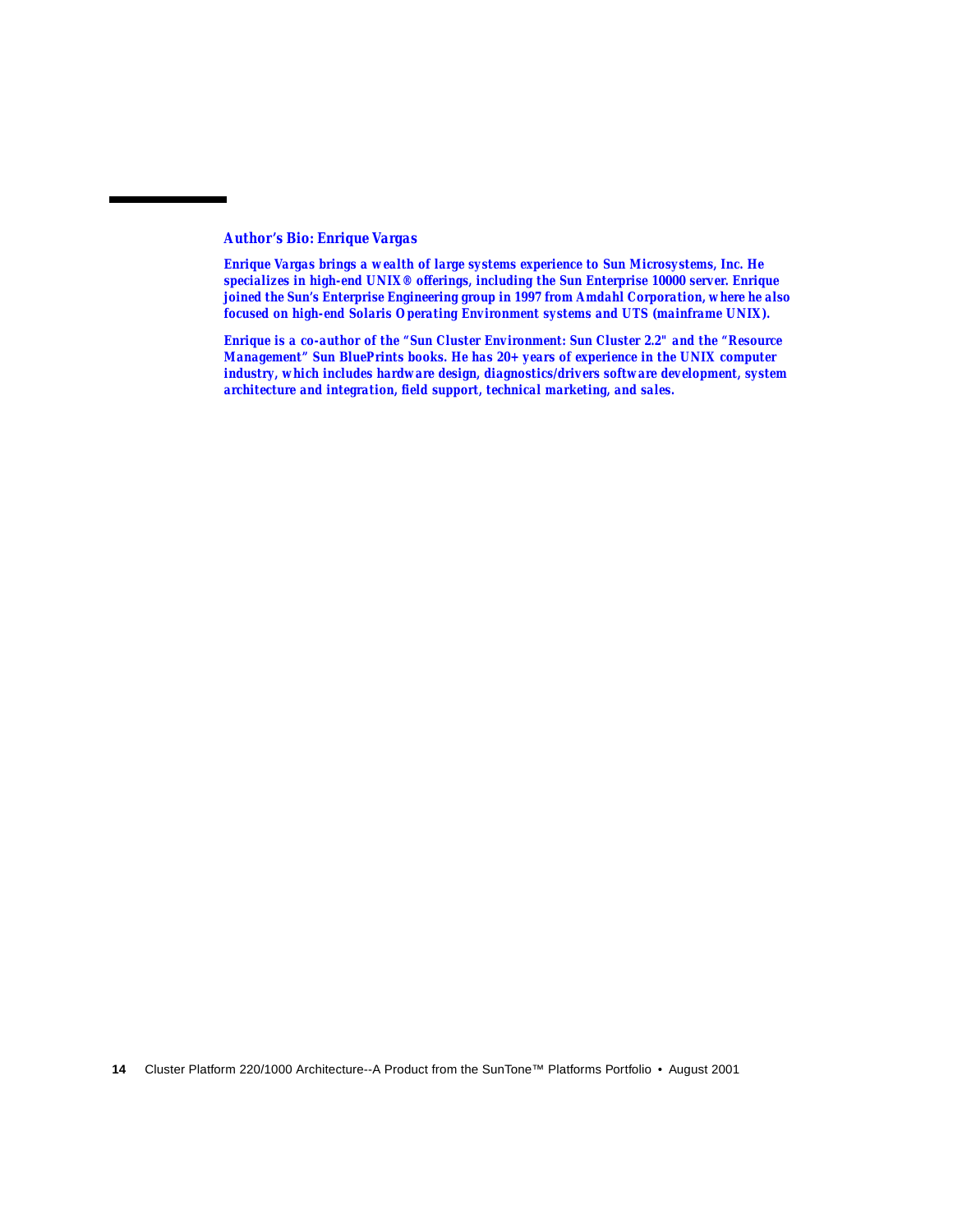## *Author's Bio: Enrique Vargas*

***Enrique Vargas brings a wealth of large systems experience to Sun Microsystems, Inc. He specializes in high-end UNIX® offerings, including the Sun Enterprise 10000 server. Enrique joined the Sun's Enterprise Engineering group in 1997 from Amdahl Corporation, where he also focused on high-end Solaris Operating Environment systems and UTS (mainframe UNIX).***

***Enrique is a co-author of the "Sun Cluster Environment: Sun Cluster 2.2" and the "Resource Management" Sun BluePrints books. He has 20+ years of experience in the UNIX computer industry, which includes hardware design, diagnostics/drivers software development, system architecture and integration, field support, technical marketing, and sales.***